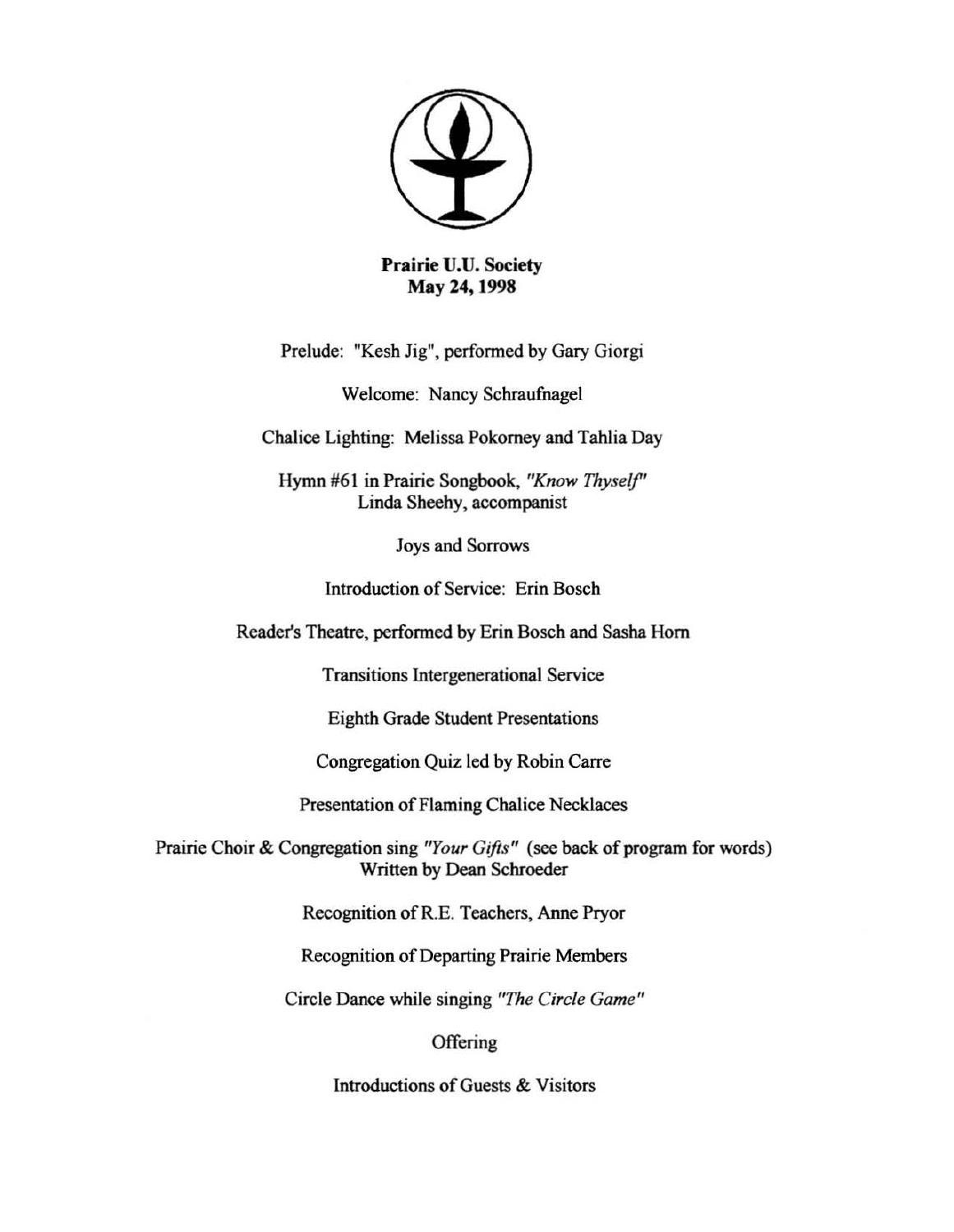**Prairie U.U. Society**
**May 24, 1998**

Prelude: "Kesh Jig", performed by Gary Giorgi

Welcome: Nancy Schraufnagel

Chalice Lighting: Melissa Pokorney and Tahlia Day

Hymn #61 in Prairie Songbook, *"Know Thyself"*
Linda Sheehy, accompanist

Joys and Sorrows

Introduction of Service: Erin Bosch

Reader's Theatre, performed by Erin Bosch and Sasha Horn

Transitions Intergenerational Service

Eighth Grade Student Presentations

Congregation Quiz led by Robin Carre

Presentation of Flaming Chalice Necklaces

Prairie Choir & Congregation sing *"Your Gifts"* (see back of program for words)
Written by Dean Schroeder

Recognition of R.E. Teachers, Anne Pryor

Recognition of Departing Prairie Members

Circle Dance while singing *"The Circle Game"*

Offering

Introductions of Guests & Visitors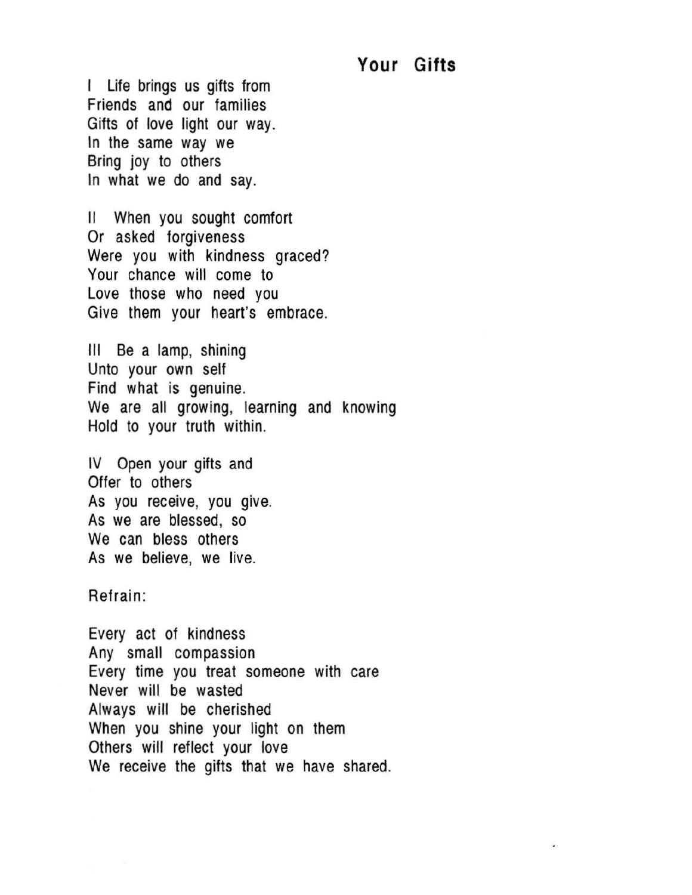# Your Gifts

I Life brings us gifts from
Friends and our families
Gifts of love light our way.
In the same way we
Bring joy to others
In what we do and say.

II When you sought comfort
Or asked forgiveness
Were you with kindness graced?
Your chance will come to
Love those who need you
Give them your heart's embrace.

III Be a lamp, shining
Unto your own self
Find what is genuine.
We are all growing, learning and knowing
Hold to your truth within.

IV Open your gifts and
Offer to others
As you receive, you give.
As we are blessed, so
We can bless others
As we believe, we live.

Refrain:

Every act of kindness
Any small compassion
Every time you treat someone with care
Never will be wasted
Always will be cherished
When you shine your light on them
Others will reflect your love
We receive the gifts that we have shared.